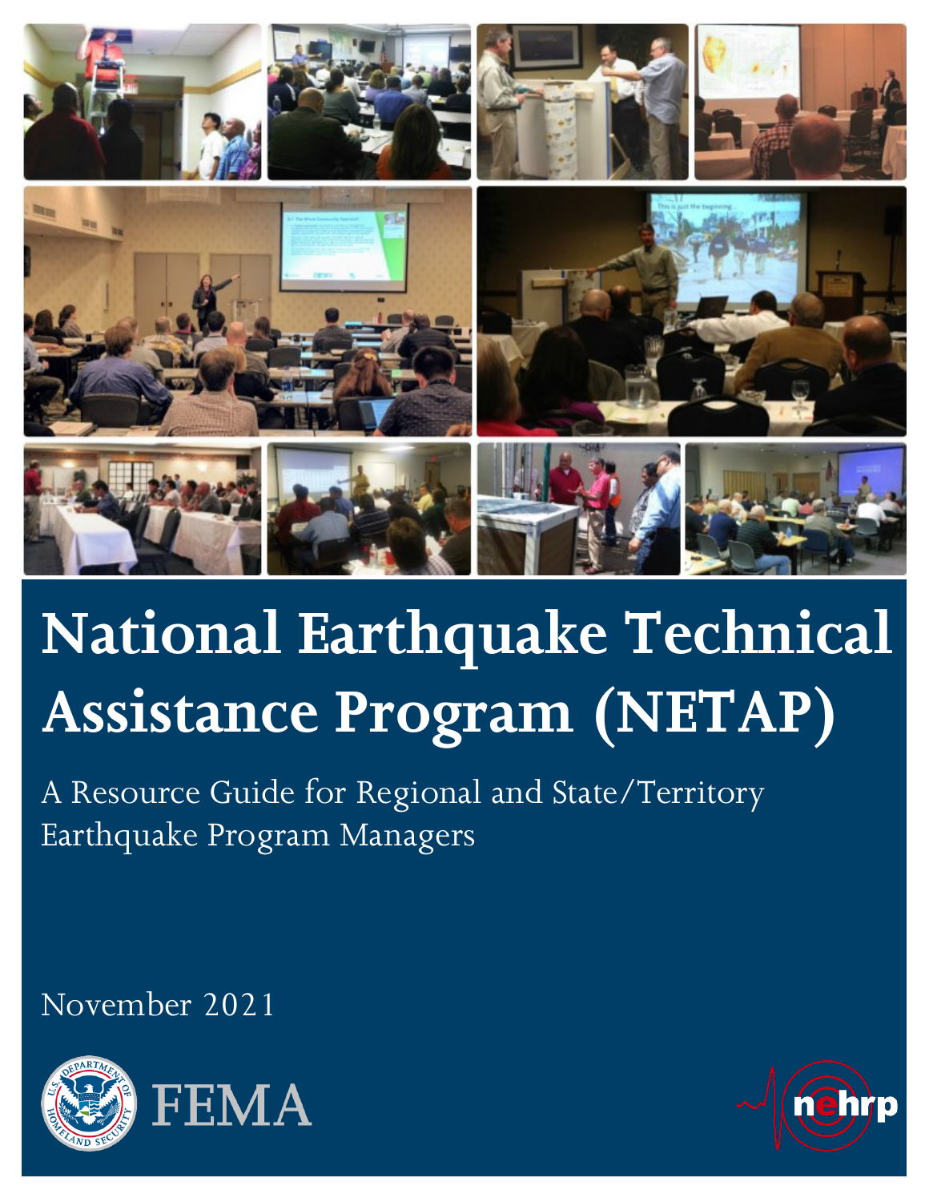# National Earthquake Technical Assistance Program (NETAP)

A Resource Guide for Regional and State/Territory Earthquake Program Managers

November 2021

FEMA

nehrp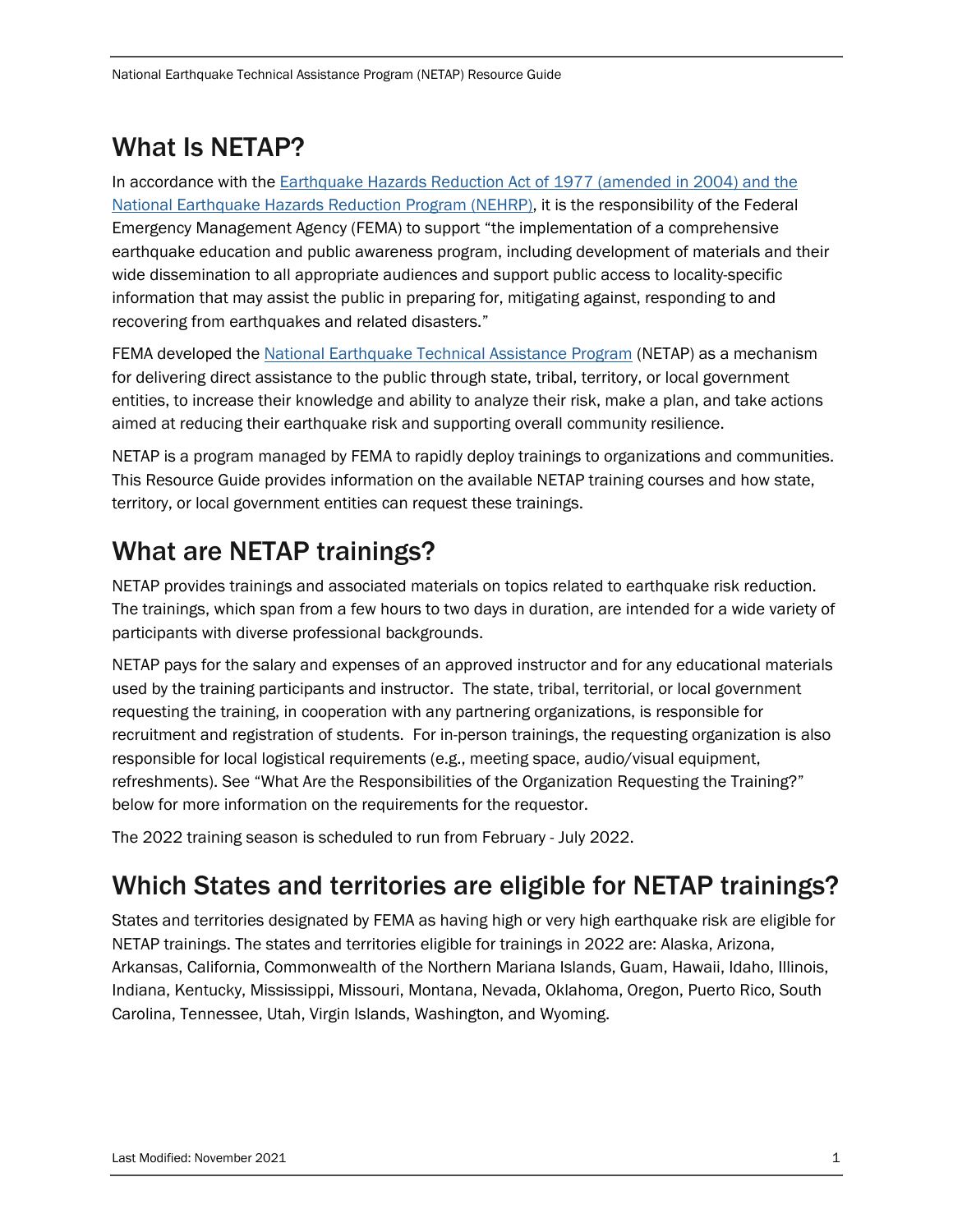# What Is NETAP?

In accordance with the [Earthquake Hazards Reduction Act of 1977 (amended in 2004) and the National Earthquake Hazards Reduction Program (NEHRP)](), it is the responsibility of the Federal Emergency Management Agency (FEMA) to support "the implementation of a comprehensive earthquake education and public awareness program, including development of materials and their wide dissemination to all appropriate audiences and support public access to locality-specific information that may assist the public in preparing for, mitigating against, responding to and recovering from earthquakes and related disasters."

FEMA developed the [National Earthquake Technical Assistance Program]() (NETAP) as a mechanism for delivering direct assistance to the public through state, tribal, territory, or local government entities, to increase their knowledge and ability to analyze their risk, make a plan, and take actions aimed at reducing their earthquake risk and supporting overall community resilience.

NETAP is a program managed by FEMA to rapidly deploy trainings to organizations and communities. This Resource Guide provides information on the available NETAP training courses and how state, territory, or local government entities can request these trainings.

# What are NETAP trainings?

NETAP provides trainings and associated materials on topics related to earthquake risk reduction. The trainings, which span from a few hours to two days in duration, are intended for a wide variety of participants with diverse professional backgrounds.

NETAP pays for the salary and expenses of an approved instructor and for any educational materials used by the training participants and instructor. The state, tribal, territorial, or local government requesting the training, in cooperation with any partnering organizations, is responsible for recruitment and registration of students. For in-person trainings, the requesting organization is also responsible for local logistical requirements (e.g., meeting space, audio/visual equipment, refreshments). See "What Are the Responsibilities of the Organization Requesting the Training?" below for more information on the requirements for the requestor.

The 2022 training season is scheduled to run from February - July 2022.

# Which States and territories are eligible for NETAP trainings?

States and territories designated by FEMA as having high or very high earthquake risk are eligible for NETAP trainings. The states and territories eligible for trainings in 2022 are: Alaska, Arizona, Arkansas, California, Commonwealth of the Northern Mariana Islands, Guam, Hawaii, Idaho, Illinois, Indiana, Kentucky, Mississippi, Missouri, Montana, Nevada, Oklahoma, Oregon, Puerto Rico, South Carolina, Tennessee, Utah, Virgin Islands, Washington, and Wyoming.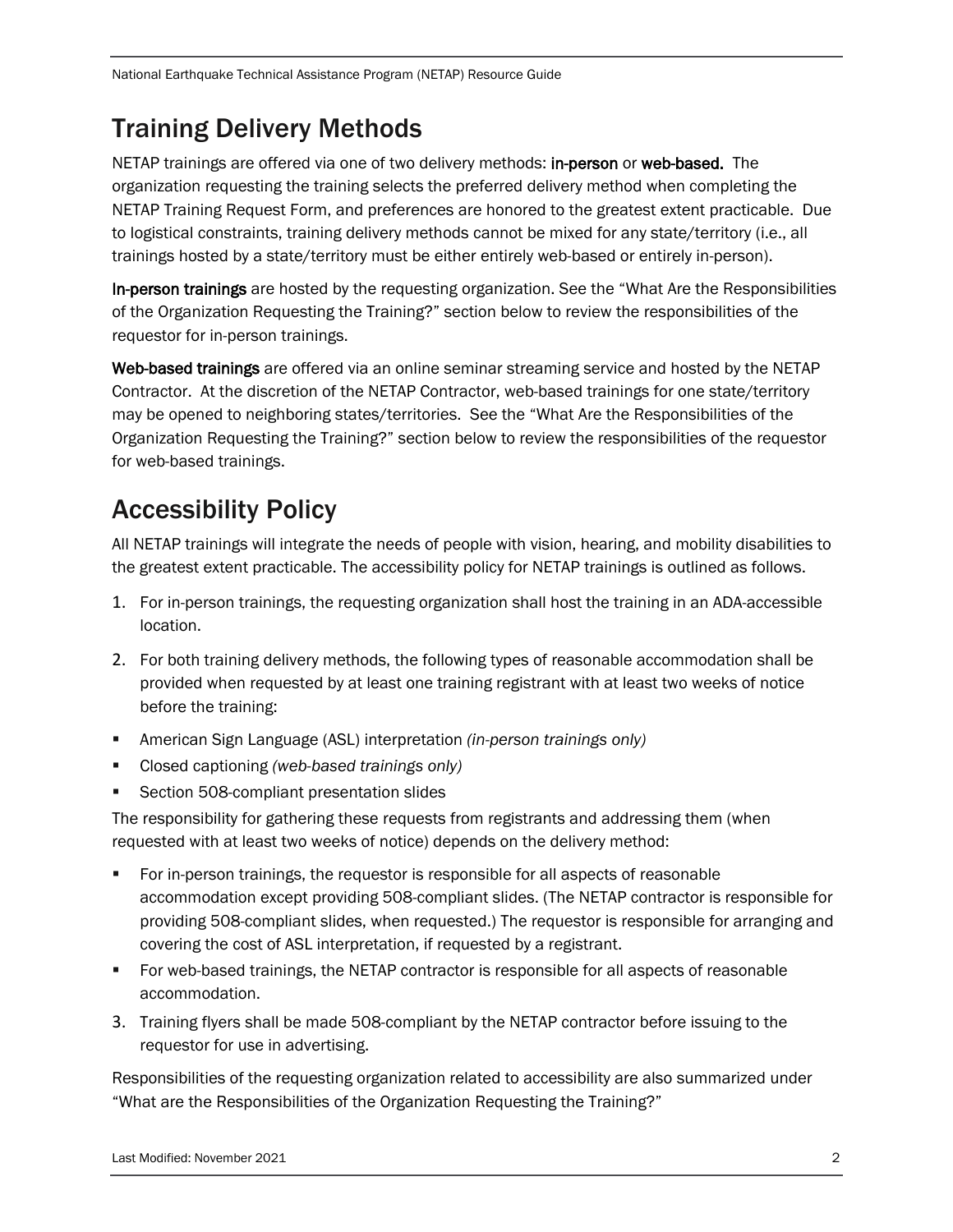## Training Delivery Methods

NETAP trainings are offered via one of two delivery methods: **in-person** or **web-based.** The organization requesting the training selects the preferred delivery method when completing the NETAP Training Request Form, and preferences are honored to the greatest extent practicable. Due to logistical constraints, training delivery methods cannot be mixed for any state/territory (i.e., all trainings hosted by a state/territory must be either entirely web-based or entirely in-person).

**In-person trainings** are hosted by the requesting organization. See the "What Are the Responsibilities of the Organization Requesting the Training?" section below to review the responsibilities of the requestor for in-person trainings.

**Web-based trainings** are offered via an online seminar streaming service and hosted by the NETAP Contractor. At the discretion of the NETAP Contractor, web-based trainings for one state/territory may be opened to neighboring states/territories. See the "What Are the Responsibilities of the Organization Requesting the Training?" section below to review the responsibilities of the requestor for web-based trainings.

## Accessibility Policy

All NETAP trainings will integrate the needs of people with vision, hearing, and mobility disabilities to the greatest extent practicable. The accessibility policy for NETAP trainings is outlined as follows.

1. For in-person trainings, the requesting organization shall host the training in an ADA-accessible location.
2. For both training delivery methods, the following types of reasonable accommodation shall be provided when requested by at least one training registrant with at least two weeks of notice before the training:

- American Sign Language (ASL) interpretation *(in-person trainings only)*
- Closed captioning *(web-based trainings only)*
- Section 508-compliant presentation slides

The responsibility for gathering these requests from registrants and addressing them (when requested with at least two weeks of notice) depends on the delivery method:

- For in-person trainings, the requestor is responsible for all aspects of reasonable accommodation except providing 508-compliant slides. (The NETAP contractor is responsible for providing 508-compliant slides, when requested.) The requestor is responsible for arranging and covering the cost of ASL interpretation, if requested by a registrant.
- For web-based trainings, the NETAP contractor is responsible for all aspects of reasonable accommodation.

3. Training flyers shall be made 508-compliant by the NETAP contractor before issuing to the requestor for use in advertising.

Responsibilities of the requesting organization related to accessibility are also summarized under "What are the Responsibilities of the Organization Requesting the Training?"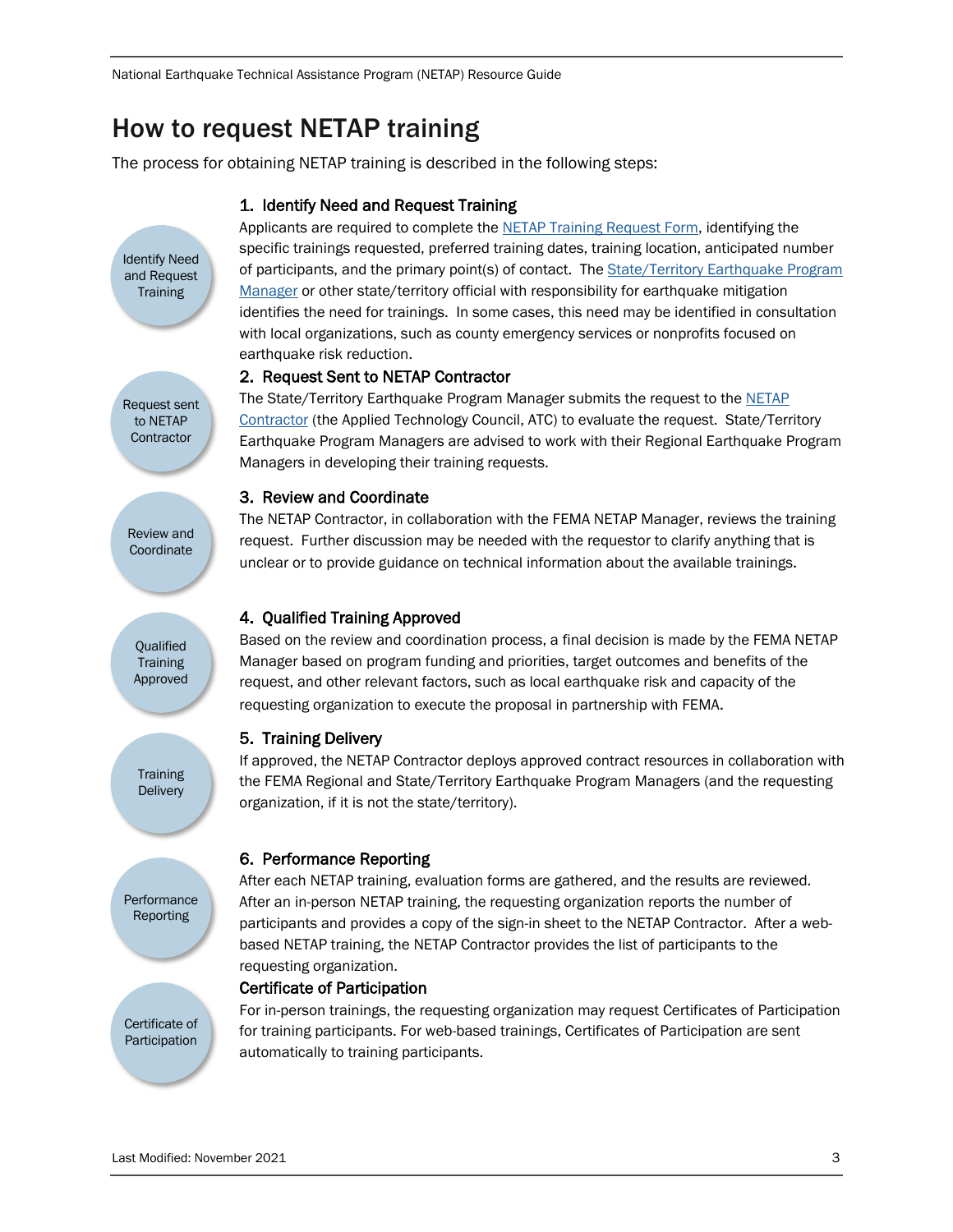# How to request NETAP training

The process for obtaining NETAP training is described in the following steps:

Identify Need and Request Training

### 1. Identify Need and Request Training

Applicants are required to complete the NETAP Training Request Form, identifying the specific trainings requested, preferred training dates, training location, anticipated number of participants, and the primary point(s) of contact. The State/Territory Earthquake Program Manager or other state/territory official with responsibility for earthquake mitigation identifies the need for trainings. In some cases, this need may be identified in consultation with local organizations, such as county emergency services or nonprofits focused on earthquake risk reduction.

Request sent to NETAP Contractor

### 2. Request Sent to NETAP Contractor

The State/Territory Earthquake Program Manager submits the request to the NETAP Contractor (the Applied Technology Council, ATC) to evaluate the request. State/Territory Earthquake Program Managers are advised to work with their Regional Earthquake Program Managers in developing their training requests.

Review and Coordinate

### 3. Review and Coordinate

The NETAP Contractor, in collaboration with the FEMA NETAP Manager, reviews the training request. Further discussion may be needed with the requestor to clarify anything that is unclear or to provide guidance on technical information about the available trainings.

Qualified Training Approved

### 4. Qualified Training Approved

Based on the review and coordination process, a final decision is made by the FEMA NETAP Manager based on program funding and priorities, target outcomes and benefits of the request, and other relevant factors, such as local earthquake risk and capacity of the requesting organization to execute the proposal in partnership with FEMA.

Training Delivery

### 5. Training Delivery

If approved, the NETAP Contractor deploys approved contract resources in collaboration with the FEMA Regional and State/Territory Earthquake Program Managers (and the requesting organization, if it is not the state/territory).

Performance Reporting

### 6. Performance Reporting

After each NETAP training, evaluation forms are gathered, and the results are reviewed. After an in-person NETAP training, the requesting organization reports the number of participants and provides a copy of the sign-in sheet to the NETAP Contractor. After a web-based NETAP training, the NETAP Contractor provides the list of participants to the requesting organization.

Certificate of Participation

### Certificate of Participation

For in-person trainings, the requesting organization may request Certificates of Participation for training participants. For web-based trainings, Certificates of Participation are sent automatically to training participants.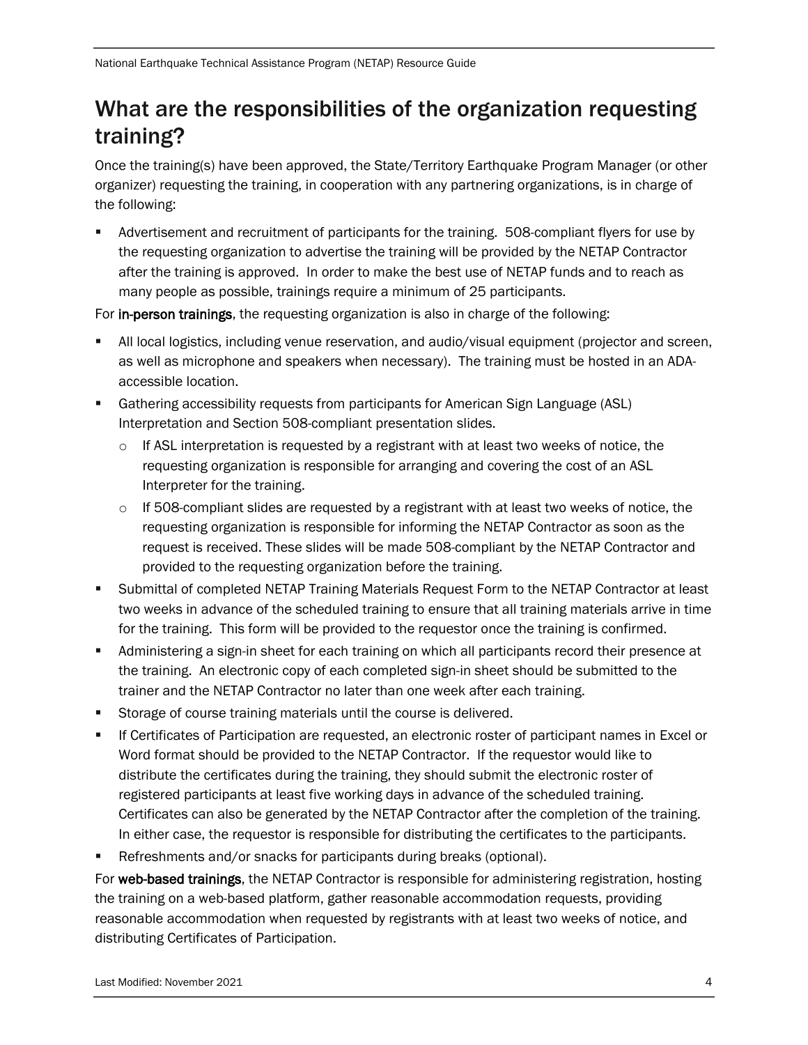## What are the responsibilities of the organization requesting training?

Once the training(s) have been approved, the State/Territory Earthquake Program Manager (or other organizer) requesting the training, in cooperation with any partnering organizations, is in charge of the following:

- Advertisement and recruitment of participants for the training. 508-compliant flyers for use by the requesting organization to advertise the training will be provided by the NETAP Contractor after the training is approved. In order to make the best use of NETAP funds and to reach as many people as possible, trainings require a minimum of 25 participants.

For **in-person trainings**, the requesting organization is also in charge of the following:

- All local logistics, including venue reservation, and audio/visual equipment (projector and screen, as well as microphone and speakers when necessary). The training must be hosted in an ADA-accessible location.
- Gathering accessibility requests from participants for American Sign Language (ASL) Interpretation and Section 508-compliant presentation slides.
  - If ASL interpretation is requested by a registrant with at least two weeks of notice, the requesting organization is responsible for arranging and covering the cost of an ASL Interpreter for the training.
  - If 508-compliant slides are requested by a registrant with at least two weeks of notice, the requesting organization is responsible for informing the NETAP Contractor as soon as the request is received. These slides will be made 508-compliant by the NETAP Contractor and provided to the requesting organization before the training.
- Submittal of completed NETAP Training Materials Request Form to the NETAP Contractor at least two weeks in advance of the scheduled training to ensure that all training materials arrive in time for the training. This form will be provided to the requestor once the training is confirmed.
- Administering a sign-in sheet for each training on which all participants record their presence at the training. An electronic copy of each completed sign-in sheet should be submitted to the trainer and the NETAP Contractor no later than one week after each training.
- Storage of course training materials until the course is delivered.
- If Certificates of Participation are requested, an electronic roster of participant names in Excel or Word format should be provided to the NETAP Contractor. If the requestor would like to distribute the certificates during the training, they should submit the electronic roster of registered participants at least five working days in advance of the scheduled training. Certificates can also be generated by the NETAP Contractor after the completion of the training. In either case, the requestor is responsible for distributing the certificates to the participants.
- Refreshments and/or snacks for participants during breaks (optional).

For **web-based trainings**, the NETAP Contractor is responsible for administering registration, hosting the training on a web-based platform, gather reasonable accommodation requests, providing reasonable accommodation when requested by registrants with at least two weeks of notice, and distributing Certificates of Participation.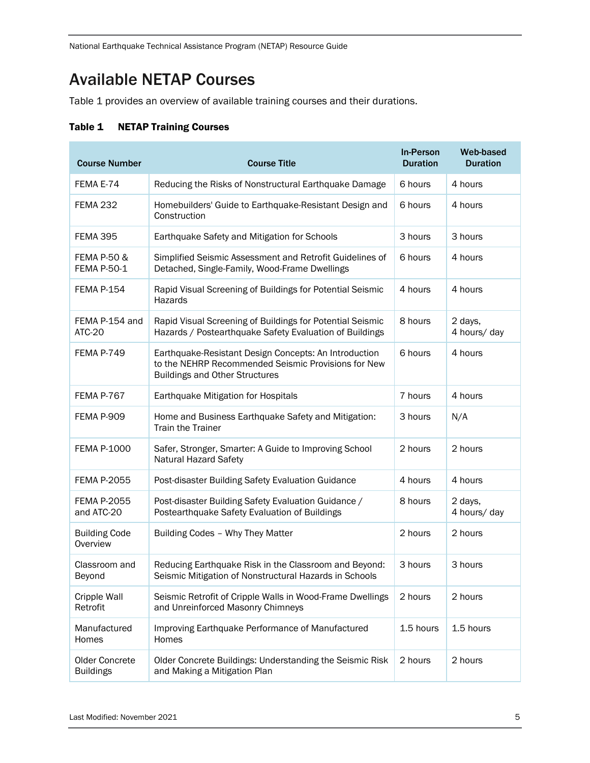# Available NETAP Courses

Table 1 provides an overview of available training courses and their durations.

**Table 1 NETAP Training Courses**

| Course Number | Course Title | In-Person Duration | Web-based Duration |
|---|---|---|---|
| FEMA E-74 | Reducing the Risks of Nonstructural Earthquake Damage | 6 hours | 4 hours |
| FEMA 232 | Homebuilders' Guide to Earthquake-Resistant Design and Construction | 6 hours | 4 hours |
| FEMA 395 | Earthquake Safety and Mitigation for Schools | 3 hours | 3 hours |
| FEMA P-50 & FEMA P-50-1 | Simplified Seismic Assessment and Retrofit Guidelines of Detached, Single-Family, Wood-Frame Dwellings | 6 hours | 4 hours |
| FEMA P-154 | Rapid Visual Screening of Buildings for Potential Seismic Hazards | 4 hours | 4 hours |
| FEMA P-154 and ATC-20 | Rapid Visual Screening of Buildings for Potential Seismic Hazards / Postearthquake Safety Evaluation of Buildings | 8 hours | 2 days, 4 hours/ day |
| FEMA P-749 | Earthquake-Resistant Design Concepts: An Introduction to the NEHRP Recommended Seismic Provisions for New Buildings and Other Structures | 6 hours | 4 hours |
| FEMA P-767 | Earthquake Mitigation for Hospitals | 7 hours | 4 hours |
| FEMA P-909 | Home and Business Earthquake Safety and Mitigation: Train the Trainer | 3 hours | N/A |
| FEMA P-1000 | Safer, Stronger, Smarter: A Guide to Improving School Natural Hazard Safety | 2 hours | 2 hours |
| FEMA P-2055 | Post-disaster Building Safety Evaluation Guidance | 4 hours | 4 hours |
| FEMA P-2055 and ATC-20 | Post-disaster Building Safety Evaluation Guidance / Postearthquake Safety Evaluation of Buildings | 8 hours | 2 days, 4 hours/ day |
| Building Code Overview | Building Codes – Why They Matter | 2 hours | 2 hours |
| Classroom and Beyond | Reducing Earthquake Risk in the Classroom and Beyond: Seismic Mitigation of Nonstructural Hazards in Schools | 3 hours | 3 hours |
| Cripple Wall Retrofit | Seismic Retrofit of Cripple Walls in Wood-Frame Dwellings and Unreinforced Masonry Chimneys | 2 hours | 2 hours |
| Manufactured Homes | Improving Earthquake Performance of Manufactured Homes | 1.5 hours | 1.5 hours |
| Older Concrete Buildings | Older Concrete Buildings: Understanding the Seismic Risk and Making a Mitigation Plan | 2 hours | 2 hours |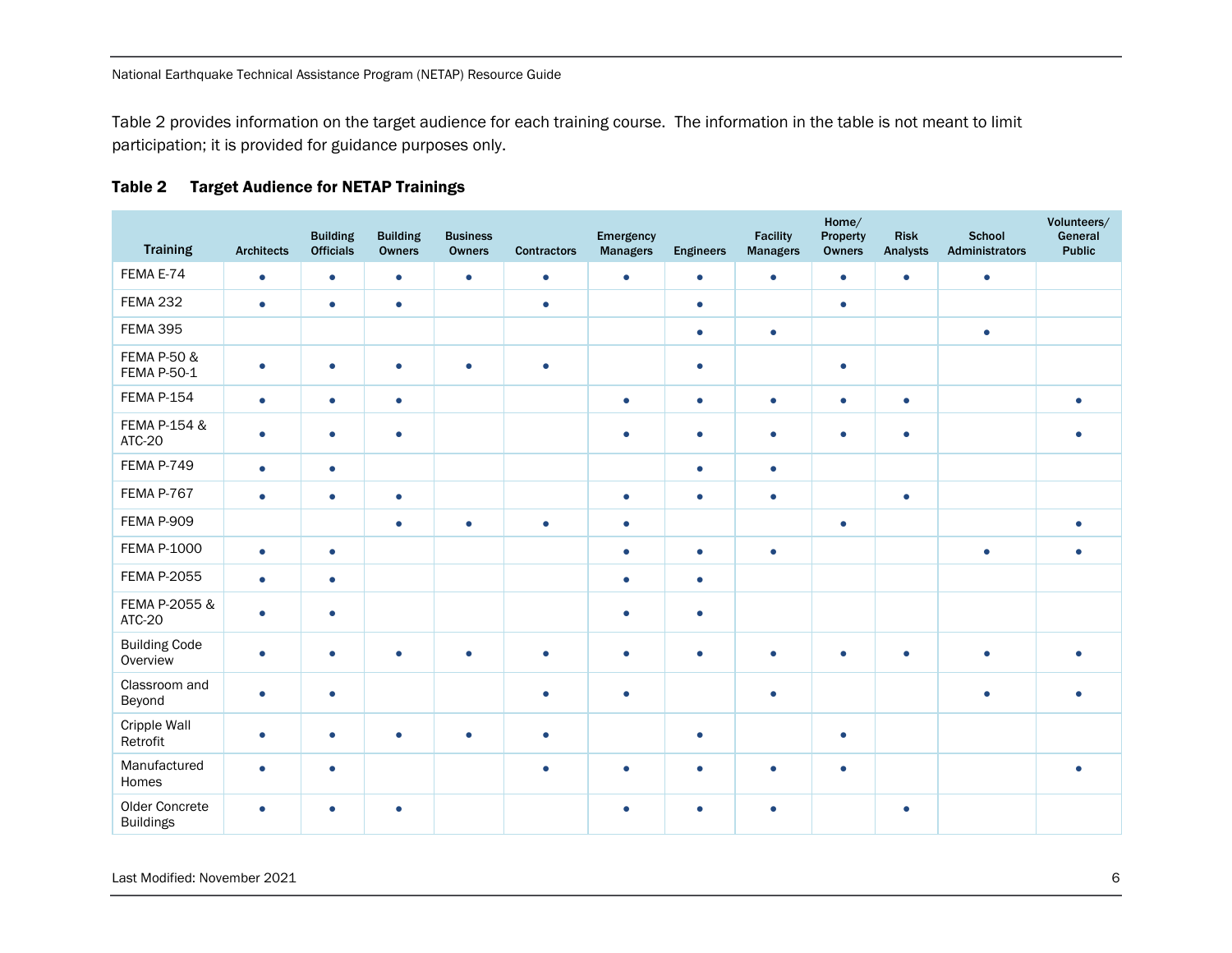Table 2 provides information on the target audience for each training course. The information in the table is not meant to limit participation; it is provided for guidance purposes only.

**Table 2 Target Audience for NETAP Trainings**

| Training | Architects | Building Officials | Building Owners | Business Owners | Contractors | Emergency Managers | Engineers | Facility Managers | Home/ Property Owners | Risk Analysts | School Administrators | Volunteers/ General Public |
|---|---|---|---|---|---|---|---|---|---|---|---|---|
| FEMA E-74 | • | • | • | • | • | • | • | • | • | • | • | |
| FEMA 232 | • | • | • | | • | | • | | • | | | |
| FEMA 395 | | | | | | | • | • | | | • | |
| FEMA P-50 & FEMA P-50-1 | • | • | • | • | • | | • | | • | | | |
| FEMA P-154 | • | • | • | | | • | • | • | • | • | | • |
| FEMA P-154 & ATC-20 | • | • | • | | | • | • | • | • | • | | • |
| FEMA P-749 | • | • | | | | | • | • | | | | |
| FEMA P-767 | • | • | • | | | • | • | • | | • | | |
| FEMA P-909 | | | • | • | • | • | | | • | | | • |
| FEMA P-1000 | • | • | | | | • | • | • | | | • | • |
| FEMA P-2055 | • | • | | | | • | • | | | | | |
| FEMA P-2055 & ATC-20 | • | • | | | | • | • | | | | | |
| Building Code Overview | • | • | • | • | • | • | • | • | • | • | • | • |
| Classroom and Beyond | • | • | | | • | • | | • | | | • | • |
| Cripple Wall Retrofit | • | • | • | • | • | | • | | • | | | |
| Manufactured Homes | • | • | | | • | • | • | • | • | | | • |
| Older Concrete Buildings | • | • | • | | | • | • | • | | • | | |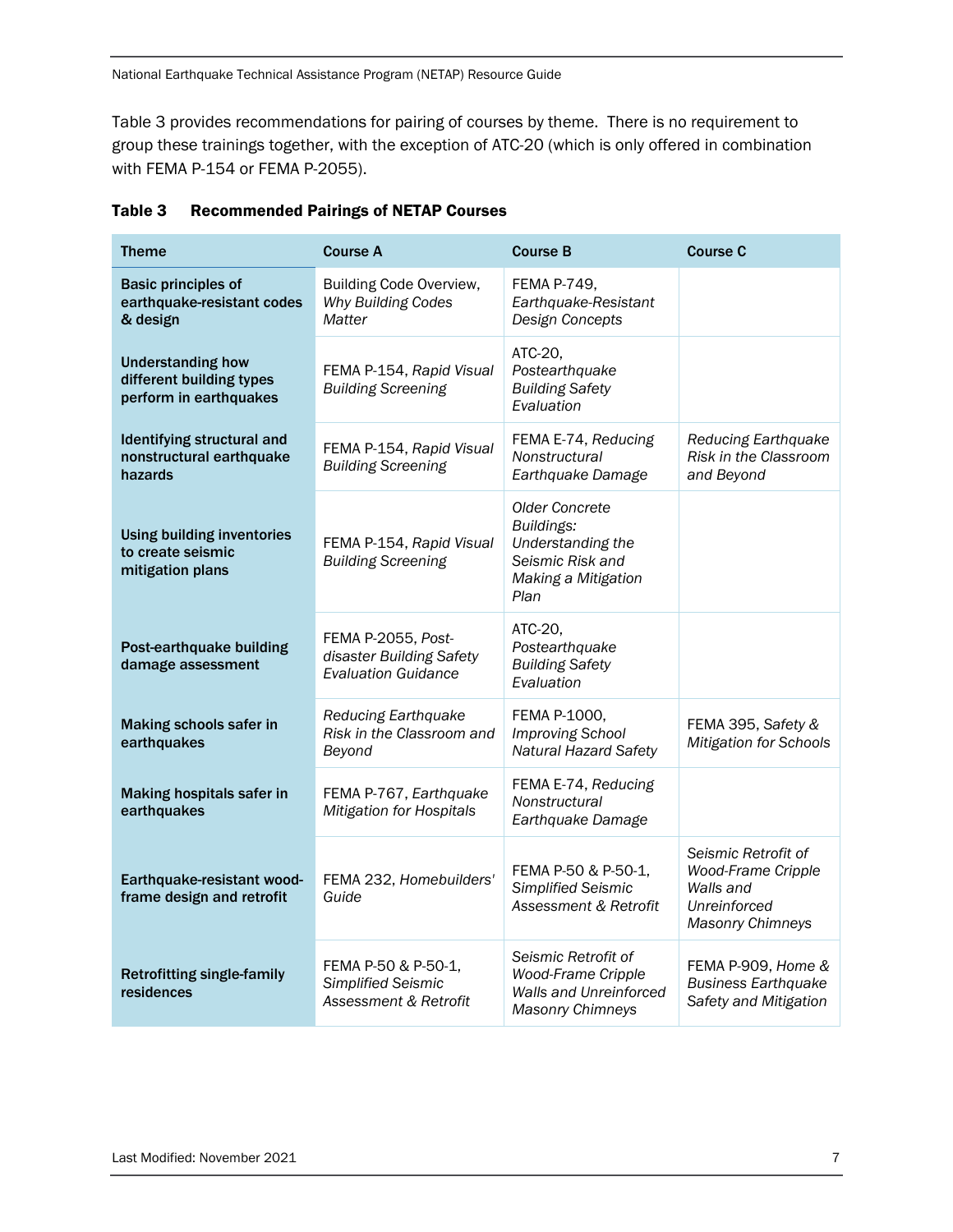Table 3 provides recommendations for pairing of courses by theme. There is no requirement to group these trainings together, with the exception of ATC-20 (which is only offered in combination with FEMA P-154 or FEMA P-2055).

**Table 3 Recommended Pairings of NETAP Courses**

| Theme | Course A | Course B | Course C |
|---|---|---|---|
| **Basic principles of earthquake-resistant codes & design** | Building Code Overview, *Why Building Codes Matter* | FEMA P-749, *Earthquake-Resistant Design Concepts* | |
| **Understanding how different building types perform in earthquakes** | FEMA P-154, *Rapid Visual Building Screening* | ATC-20, *Postearthquake Building Safety Evaluation* | |
| **Identifying structural and nonstructural earthquake hazards** | FEMA P-154, *Rapid Visual Building Screening* | FEMA E-74, *Reducing Nonstructural Earthquake Damage* | *Reducing Earthquake Risk in the Classroom and Beyond* |
| **Using building inventories to create seismic mitigation plans** | FEMA P-154, *Rapid Visual Building Screening* | *Older Concrete Buildings: Understanding the Seismic Risk and Making a Mitigation Plan* | |
| **Post-earthquake building damage assessment** | FEMA P-2055, *Post-disaster Building Safety Evaluation Guidance* | ATC-20, *Postearthquake Building Safety Evaluation* | |
| **Making schools safer in earthquakes** | *Reducing Earthquake Risk in the Classroom and Beyond* | FEMA P-1000, *Improving School Natural Hazard Safety* | FEMA 395, *Safety & Mitigation for Schools* |
| **Making hospitals safer in earthquakes** | FEMA P-767, *Earthquake Mitigation for Hospitals* | FEMA E-74, *Reducing Nonstructural Earthquake Damage* | |
| **Earthquake-resistant wood-frame design and retrofit** | FEMA 232, *Homebuilders' Guide* | FEMA P-50 & P-50-1, *Simplified Seismic Assessment & Retrofit* | *Seismic Retrofit of Wood-Frame Cripple Walls and Unreinforced Masonry Chimneys* |
| **Retrofitting single-family residences** | FEMA P-50 & P-50-1, *Simplified Seismic Assessment & Retrofit* | *Seismic Retrofit of Wood-Frame Cripple Walls and Unreinforced Masonry Chimneys* | FEMA P-909, *Home & Business Earthquake Safety and Mitigation* |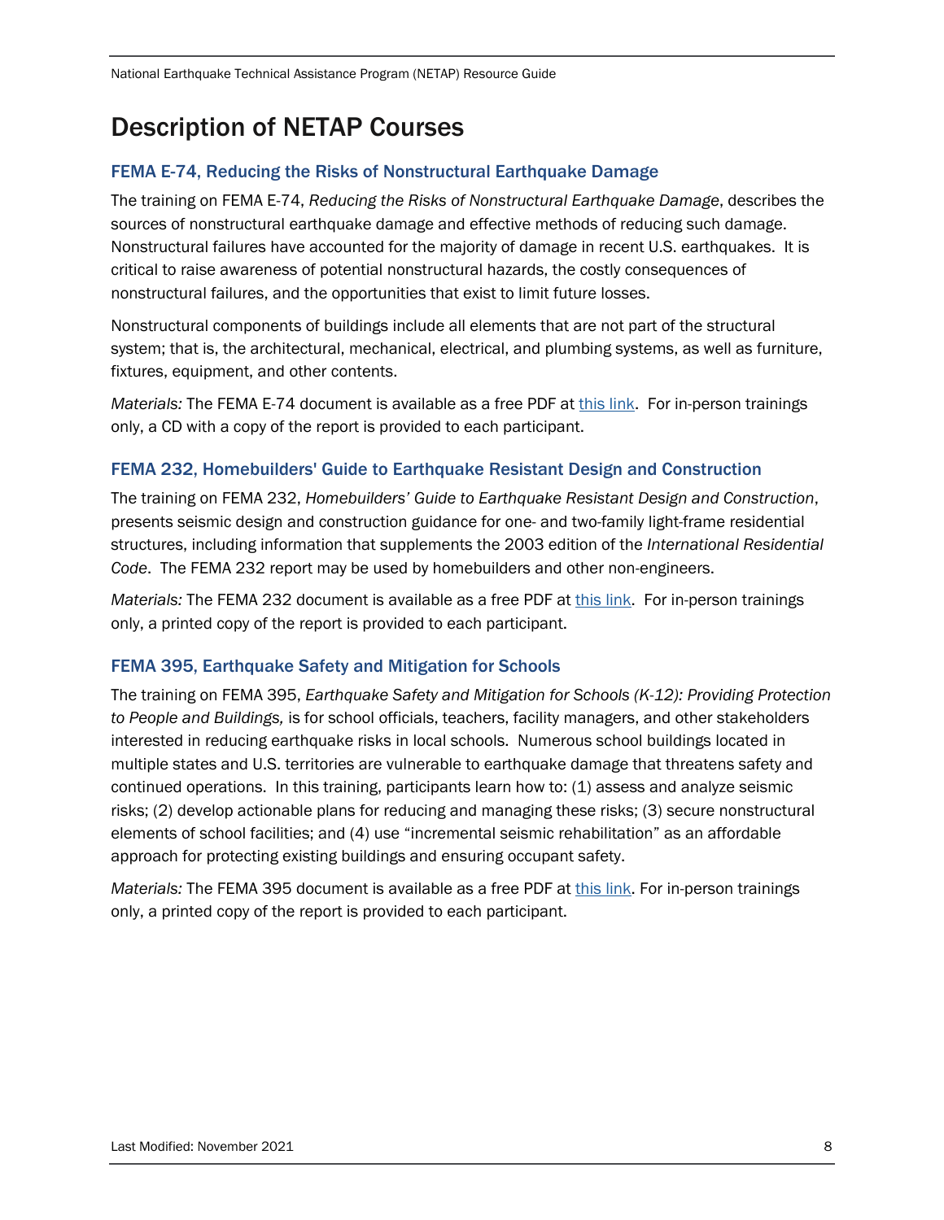# Description of NETAP Courses

## FEMA E-74, Reducing the Risks of Nonstructural Earthquake Damage

The training on FEMA E-74, *Reducing the Risks of Nonstructural Earthquake Damage*, describes the sources of nonstructural earthquake damage and effective methods of reducing such damage. Nonstructural failures have accounted for the majority of damage in recent U.S. earthquakes. It is critical to raise awareness of potential nonstructural hazards, the costly consequences of nonstructural failures, and the opportunities that exist to limit future losses.

Nonstructural components of buildings include all elements that are not part of the structural system; that is, the architectural, mechanical, electrical, and plumbing systems, as well as furniture, fixtures, equipment, and other contents.

*Materials:* The FEMA E-74 document is available as a free PDF at this link. For in-person trainings only, a CD with a copy of the report is provided to each participant.

## FEMA 232, Homebuilders' Guide to Earthquake Resistant Design and Construction

The training on FEMA 232, *Homebuilders' Guide to Earthquake Resistant Design and Construction*, presents seismic design and construction guidance for one- and two-family light-frame residential structures, including information that supplements the 2003 edition of the *International Residential Code*. The FEMA 232 report may be used by homebuilders and other non-engineers.

*Materials:* The FEMA 232 document is available as a free PDF at this link. For in-person trainings only, a printed copy of the report is provided to each participant.

## FEMA 395, Earthquake Safety and Mitigation for Schools

The training on FEMA 395, *Earthquake Safety and Mitigation for Schools (K-12): Providing Protection to People and Buildings,* is for school officials, teachers, facility managers, and other stakeholders interested in reducing earthquake risks in local schools. Numerous school buildings located in multiple states and U.S. territories are vulnerable to earthquake damage that threatens safety and continued operations. In this training, participants learn how to: (1) assess and analyze seismic risks; (2) develop actionable plans for reducing and managing these risks; (3) secure nonstructural elements of school facilities; and (4) use "incremental seismic rehabilitation" as an affordable approach for protecting existing buildings and ensuring occupant safety.

*Materials:* The FEMA 395 document is available as a free PDF at this link. For in-person trainings only, a printed copy of the report is provided to each participant.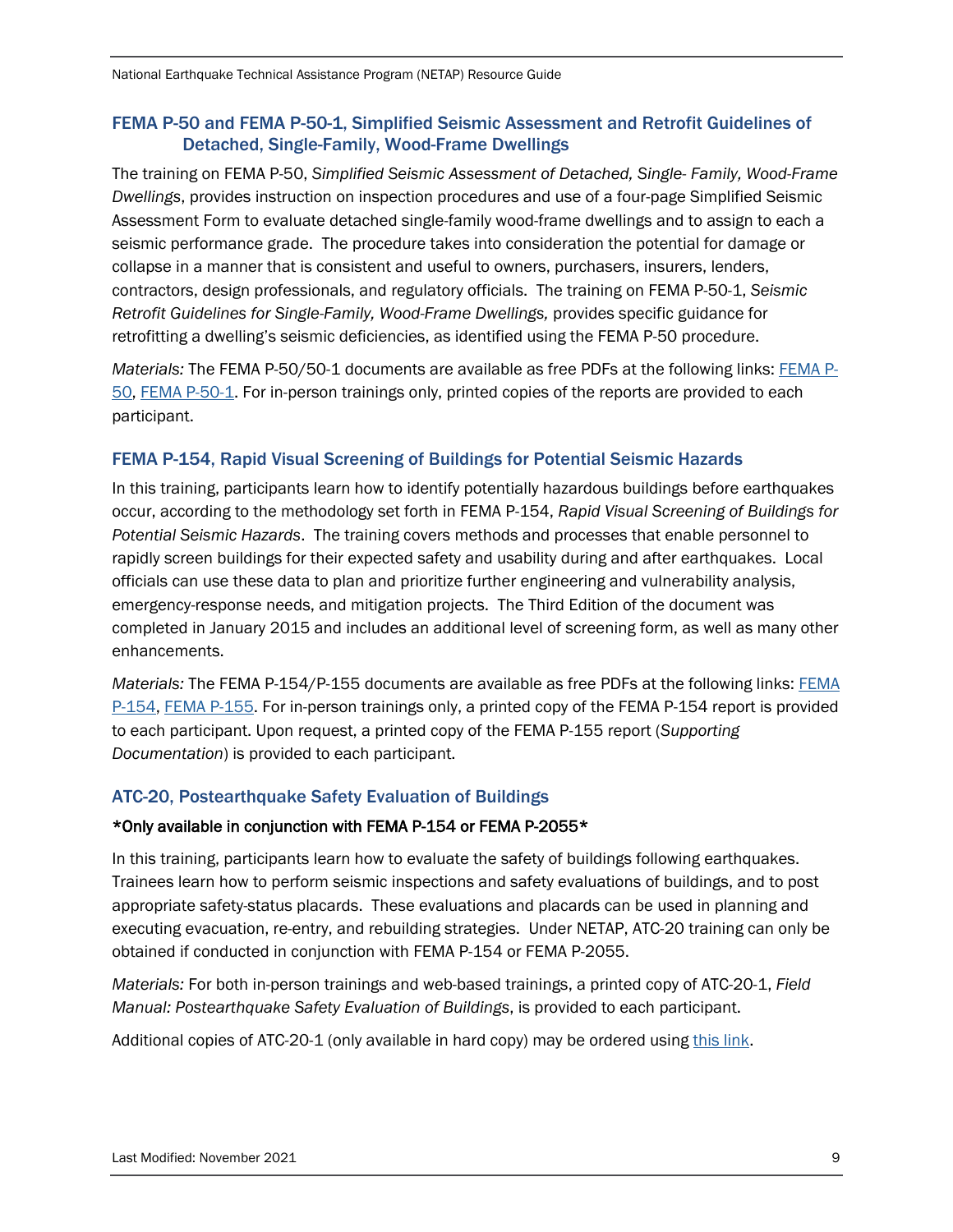### FEMA P-50 and FEMA P-50-1, Simplified Seismic Assessment and Retrofit Guidelines of Detached, Single-Family, Wood-Frame Dwellings

The training on FEMA P-50, *Simplified Seismic Assessment of Detached, Single- Family, Wood-Frame Dwellings*, provides instruction on inspection procedures and use of a four-page Simplified Seismic Assessment Form to evaluate detached single-family wood-frame dwellings and to assign to each a seismic performance grade. The procedure takes into consideration the potential for damage or collapse in a manner that is consistent and useful to owners, purchasers, insurers, lenders, contractors, design professionals, and regulatory officials. The training on FEMA P-50-1, *Seismic Retrofit Guidelines for Single-Family, Wood-Frame Dwellings,* provides specific guidance for retrofitting a dwelling's seismic deficiencies, as identified using the FEMA P-50 procedure.

*Materials:* The FEMA P-50/50-1 documents are available as free PDFs at the following links: FEMA P-50, FEMA P-50-1. For in-person trainings only, printed copies of the reports are provided to each participant.

### FEMA P-154, Rapid Visual Screening of Buildings for Potential Seismic Hazards

In this training, participants learn how to identify potentially hazardous buildings before earthquakes occur, according to the methodology set forth in FEMA P-154, *Rapid Visual Screening of Buildings for Potential Seismic Hazards*. The training covers methods and processes that enable personnel to rapidly screen buildings for their expected safety and usability during and after earthquakes. Local officials can use these data to plan and prioritize further engineering and vulnerability analysis, emergency-response needs, and mitigation projects. The Third Edition of the document was completed in January 2015 and includes an additional level of screening form, as well as many other enhancements.

*Materials:* The FEMA P-154/P-155 documents are available as free PDFs at the following links: FEMA P-154, FEMA P-155. For in-person trainings only, a printed copy of the FEMA P-154 report is provided to each participant. Upon request, a printed copy of the FEMA P-155 report (*Supporting Documentation*) is provided to each participant.

### ATC-20, Postearthquake Safety Evaluation of Buildings

**\*Only available in conjunction with FEMA P-154 or FEMA P-2055\***

In this training, participants learn how to evaluate the safety of buildings following earthquakes. Trainees learn how to perform seismic inspections and safety evaluations of buildings, and to post appropriate safety-status placards. These evaluations and placards can be used in planning and executing evacuation, re-entry, and rebuilding strategies. Under NETAP, ATC-20 training can only be obtained if conducted in conjunction with FEMA P-154 or FEMA P-2055.

*Materials:* For both in-person trainings and web-based trainings, a printed copy of ATC-20-1, *Field Manual: Postearthquake Safety Evaluation of Buildings*, is provided to each participant.

Additional copies of ATC-20-1 (only available in hard copy) may be ordered using this link.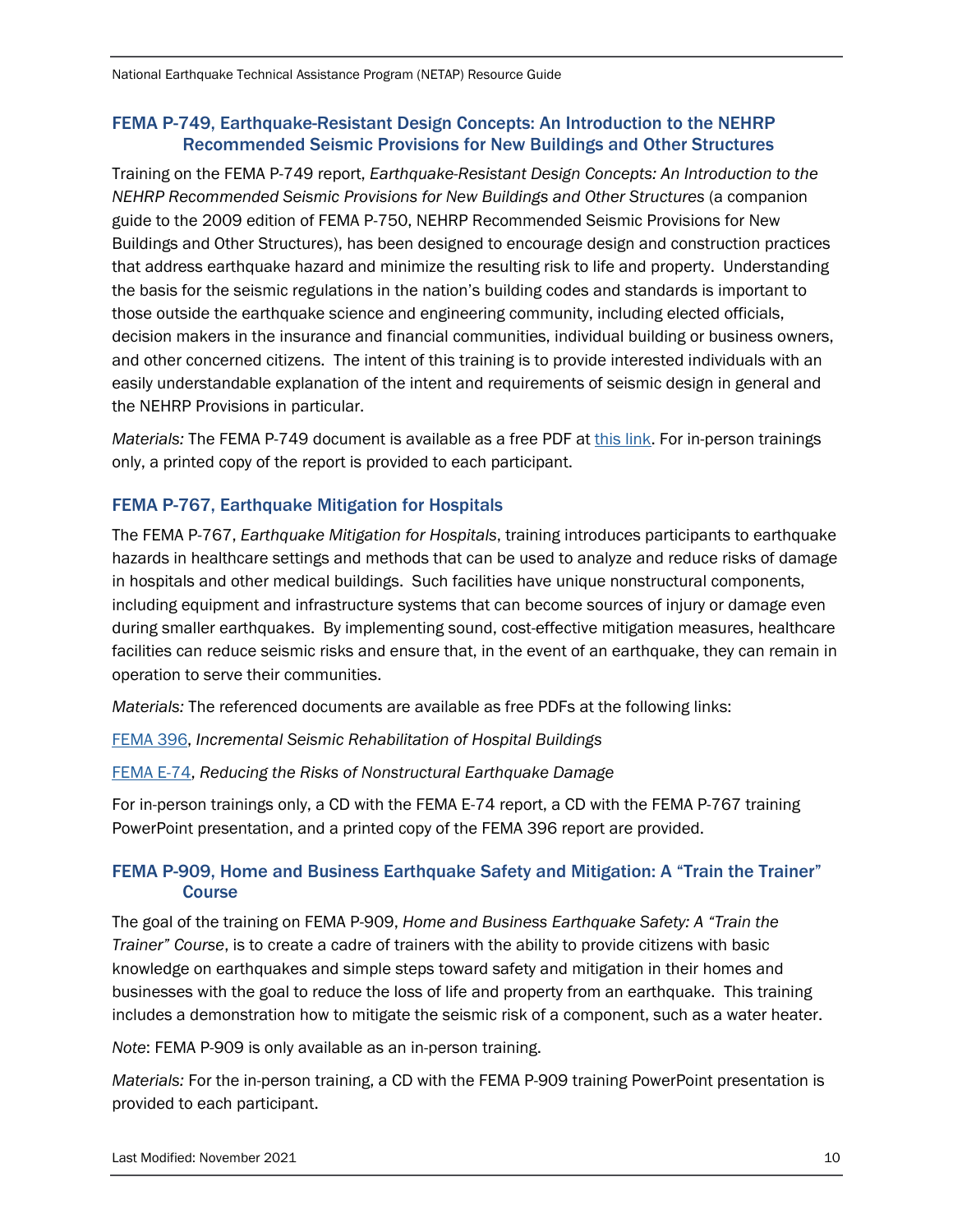### FEMA P-749, Earthquake-Resistant Design Concepts: An Introduction to the NEHRP Recommended Seismic Provisions for New Buildings and Other Structures

Training on the FEMA P-749 report, *Earthquake-Resistant Design Concepts: An Introduction to the NEHRP Recommended Seismic Provisions for New Buildings and Other Structures* (a companion guide to the 2009 edition of FEMA P-750, NEHRP Recommended Seismic Provisions for New Buildings and Other Structures), has been designed to encourage design and construction practices that address earthquake hazard and minimize the resulting risk to life and property. Understanding the basis for the seismic regulations in the nation's building codes and standards is important to those outside the earthquake science and engineering community, including elected officials, decision makers in the insurance and financial communities, individual building or business owners, and other concerned citizens. The intent of this training is to provide interested individuals with an easily understandable explanation of the intent and requirements of seismic design in general and the NEHRP Provisions in particular.

*Materials:* The FEMA P-749 document is available as a free PDF at this link. For in-person trainings only, a printed copy of the report is provided to each participant.

### FEMA P-767, Earthquake Mitigation for Hospitals

The FEMA P-767, *Earthquake Mitigation for Hospitals*, training introduces participants to earthquake hazards in healthcare settings and methods that can be used to analyze and reduce risks of damage in hospitals and other medical buildings. Such facilities have unique nonstructural components, including equipment and infrastructure systems that can become sources of injury or damage even during smaller earthquakes. By implementing sound, cost-effective mitigation measures, healthcare facilities can reduce seismic risks and ensure that, in the event of an earthquake, they can remain in operation to serve their communities.

*Materials:* The referenced documents are available as free PDFs at the following links:

FEMA 396, *Incremental Seismic Rehabilitation of Hospital Buildings*

FEMA E-74, *Reducing the Risks of Nonstructural Earthquake Damage*

For in-person trainings only, a CD with the FEMA E-74 report, a CD with the FEMA P-767 training PowerPoint presentation, and a printed copy of the FEMA 396 report are provided.

### FEMA P-909, Home and Business Earthquake Safety and Mitigation: A "Train the Trainer" Course

The goal of the training on FEMA P-909, *Home and Business Earthquake Safety: A "Train the Trainer" Course*, is to create a cadre of trainers with the ability to provide citizens with basic knowledge on earthquakes and simple steps toward safety and mitigation in their homes and businesses with the goal to reduce the loss of life and property from an earthquake. This training includes a demonstration how to mitigate the seismic risk of a component, such as a water heater.

*Note*: FEMA P-909 is only available as an in-person training.

*Materials:* For the in-person training, a CD with the FEMA P-909 training PowerPoint presentation is provided to each participant.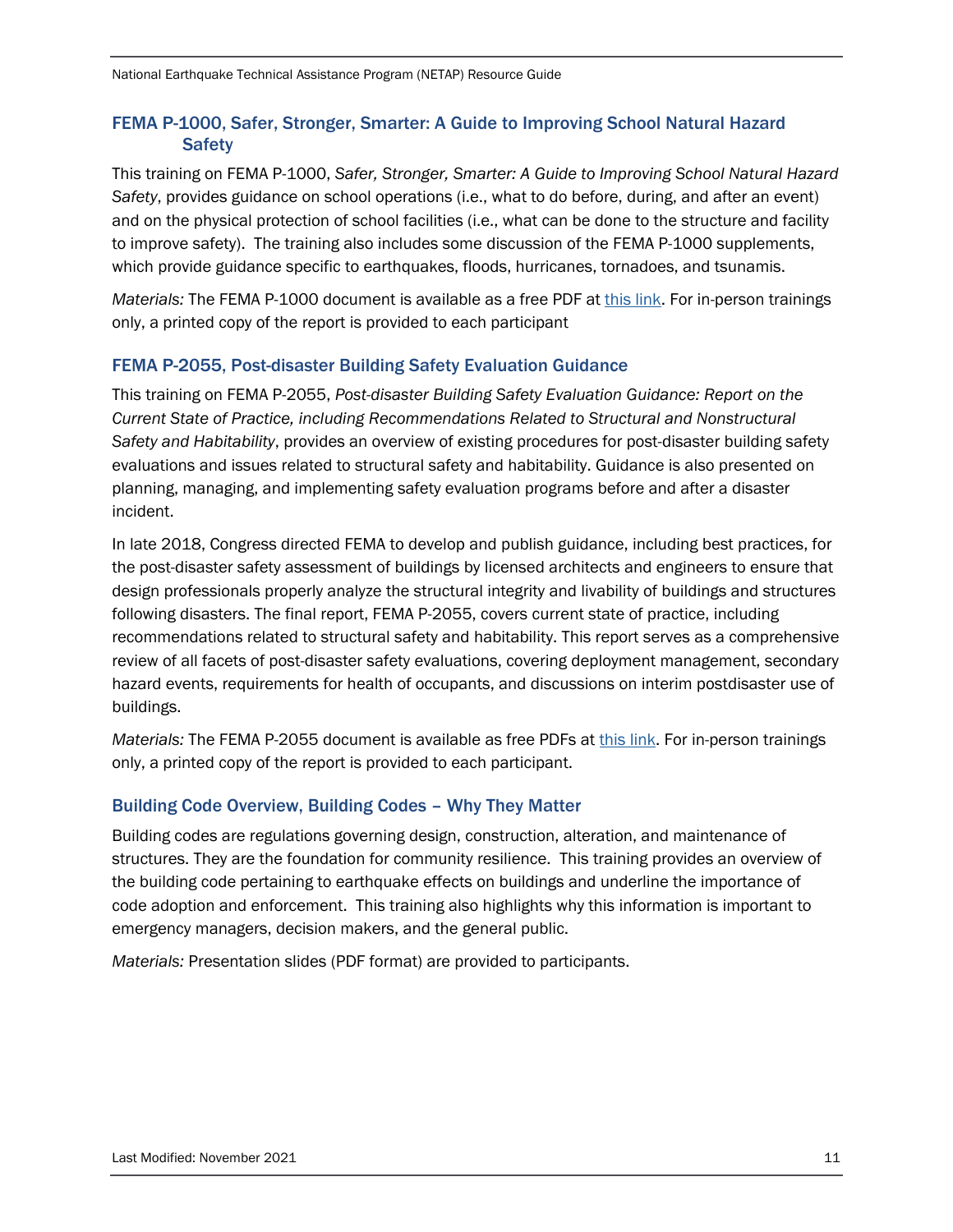## FEMA P-1000, Safer, Stronger, Smarter: A Guide to Improving School Natural Hazard Safety

This training on FEMA P-1000, *Safer, Stronger, Smarter: A Guide to Improving School Natural Hazard Safety*, provides guidance on school operations (i.e., what to do before, during, and after an event) and on the physical protection of school facilities (i.e., what can be done to the structure and facility to improve safety). The training also includes some discussion of the FEMA P-1000 supplements, which provide guidance specific to earthquakes, floods, hurricanes, tornadoes, and tsunamis.

*Materials:* The FEMA P-1000 document is available as a free PDF at this link. For in-person trainings only, a printed copy of the report is provided to each participant

## FEMA P-2055, Post-disaster Building Safety Evaluation Guidance

This training on FEMA P-2055, *Post-disaster Building Safety Evaluation Guidance: Report on the Current State of Practice, including Recommendations Related to Structural and Nonstructural Safety and Habitability*, provides an overview of existing procedures for post-disaster building safety evaluations and issues related to structural safety and habitability. Guidance is also presented on planning, managing, and implementing safety evaluation programs before and after a disaster incident.

In late 2018, Congress directed FEMA to develop and publish guidance, including best practices, for the post-disaster safety assessment of buildings by licensed architects and engineers to ensure that design professionals properly analyze the structural integrity and livability of buildings and structures following disasters. The final report, FEMA P-2055, covers current state of practice, including recommendations related to structural safety and habitability. This report serves as a comprehensive review of all facets of post-disaster safety evaluations, covering deployment management, secondary hazard events, requirements for health of occupants, and discussions on interim postdisaster use of buildings.

*Materials:* The FEMA P-2055 document is available as free PDFs at this link. For in-person trainings only, a printed copy of the report is provided to each participant.

## Building Code Overview, Building Codes – Why They Matter

Building codes are regulations governing design, construction, alteration, and maintenance of structures. They are the foundation for community resilience. This training provides an overview of the building code pertaining to earthquake effects on buildings and underline the importance of code adoption and enforcement. This training also highlights why this information is important to emergency managers, decision makers, and the general public.

*Materials:* Presentation slides (PDF format) are provided to participants.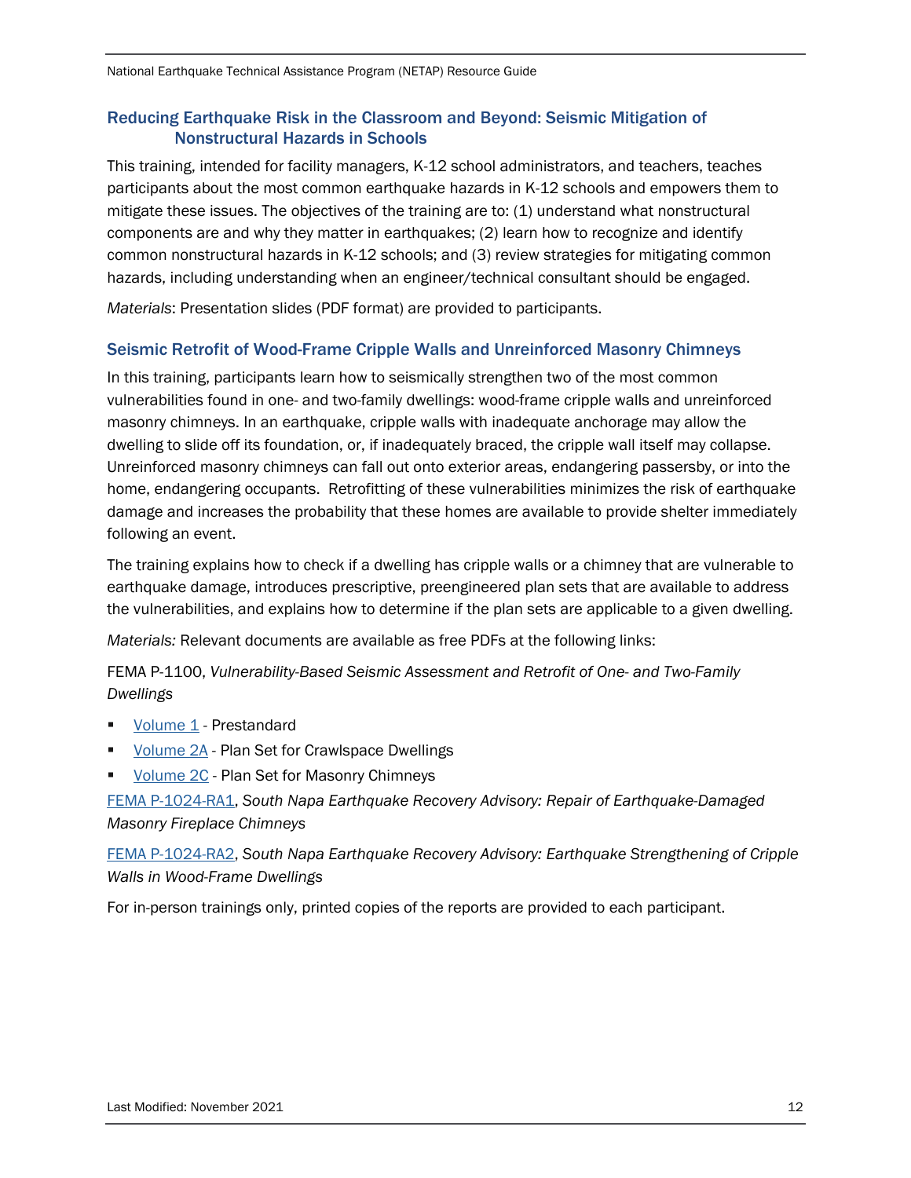### Reducing Earthquake Risk in the Classroom and Beyond: Seismic Mitigation of Nonstructural Hazards in Schools

This training, intended for facility managers, K-12 school administrators, and teachers, teaches participants about the most common earthquake hazards in K-12 schools and empowers them to mitigate these issues. The objectives of the training are to: (1) understand what nonstructural components are and why they matter in earthquakes; (2) learn how to recognize and identify common nonstructural hazards in K-12 schools; and (3) review strategies for mitigating common hazards, including understanding when an engineer/technical consultant should be engaged.

*Materials*: Presentation slides (PDF format) are provided to participants.

### Seismic Retrofit of Wood-Frame Cripple Walls and Unreinforced Masonry Chimneys

In this training, participants learn how to seismically strengthen two of the most common vulnerabilities found in one- and two-family dwellings: wood-frame cripple walls and unreinforced masonry chimneys. In an earthquake, cripple walls with inadequate anchorage may allow the dwelling to slide off its foundation, or, if inadequately braced, the cripple wall itself may collapse. Unreinforced masonry chimneys can fall out onto exterior areas, endangering passersby, or into the home, endangering occupants. Retrofitting of these vulnerabilities minimizes the risk of earthquake damage and increases the probability that these homes are available to provide shelter immediately following an event.

The training explains how to check if a dwelling has cripple walls or a chimney that are vulnerable to earthquake damage, introduces prescriptive, preengineered plan sets that are available to address the vulnerabilities, and explains how to determine if the plan sets are applicable to a given dwelling.

*Materials:* Relevant documents are available as free PDFs at the following links:

FEMA P-1100, *Vulnerability-Based Seismic Assessment and Retrofit of One- and Two-Family Dwellings*

- Volume 1 - Prestandard
- Volume 2A - Plan Set for Crawlspace Dwellings
- Volume 2C - Plan Set for Masonry Chimneys

FEMA P-1024-RA1, *South Napa Earthquake Recovery Advisory: Repair of Earthquake-Damaged Masonry Fireplace Chimneys*

FEMA P-1024-RA2, *South Napa Earthquake Recovery Advisory: Earthquake Strengthening of Cripple Walls in Wood-Frame Dwellings*

For in-person trainings only, printed copies of the reports are provided to each participant.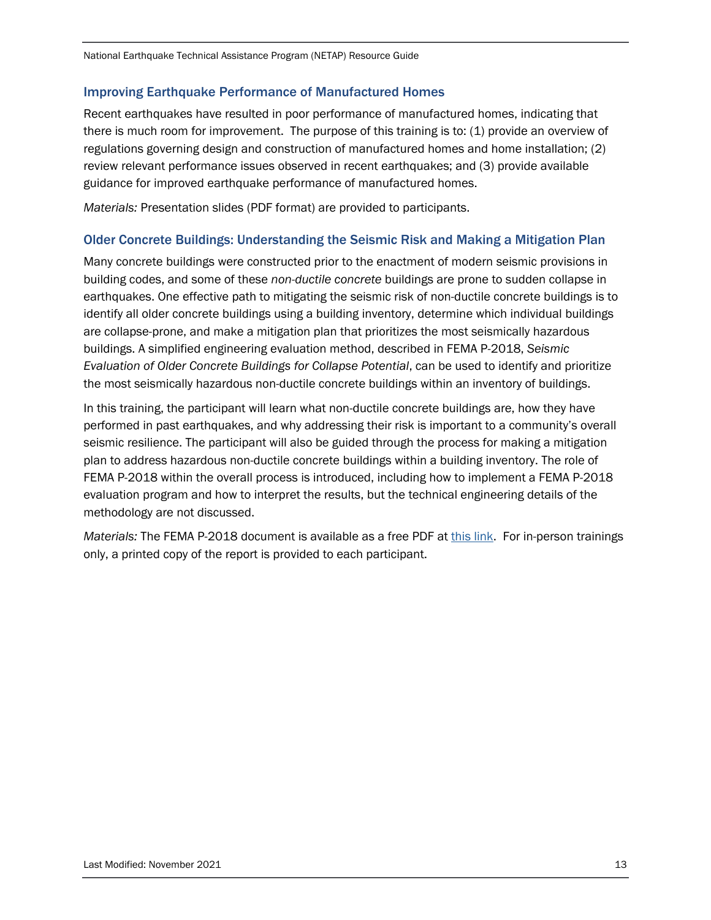## Improving Earthquake Performance of Manufactured Homes

Recent earthquakes have resulted in poor performance of manufactured homes, indicating that there is much room for improvement. The purpose of this training is to: (1) provide an overview of regulations governing design and construction of manufactured homes and home installation; (2) review relevant performance issues observed in recent earthquakes; and (3) provide available guidance for improved earthquake performance of manufactured homes.

*Materials:* Presentation slides (PDF format) are provided to participants.

## Older Concrete Buildings: Understanding the Seismic Risk and Making a Mitigation Plan

Many concrete buildings were constructed prior to the enactment of modern seismic provisions in building codes, and some of these *non-ductile concrete* buildings are prone to sudden collapse in earthquakes. One effective path to mitigating the seismic risk of non-ductile concrete buildings is to identify all older concrete buildings using a building inventory, determine which individual buildings are collapse-prone, and make a mitigation plan that prioritizes the most seismically hazardous buildings. A simplified engineering evaluation method, described in FEMA P-2018, *Seismic Evaluation of Older Concrete Buildings for Collapse Potential*, can be used to identify and prioritize the most seismically hazardous non-ductile concrete buildings within an inventory of buildings.

In this training, the participant will learn what non-ductile concrete buildings are, how they have performed in past earthquakes, and why addressing their risk is important to a community's overall seismic resilience. The participant will also be guided through the process for making a mitigation plan to address hazardous non-ductile concrete buildings within a building inventory. The role of FEMA P-2018 within the overall process is introduced, including how to implement a FEMA P-2018 evaluation program and how to interpret the results, but the technical engineering details of the methodology are not discussed.

*Materials:* The FEMA P-2018 document is available as a free PDF at this link. For in-person trainings only, a printed copy of the report is provided to each participant.